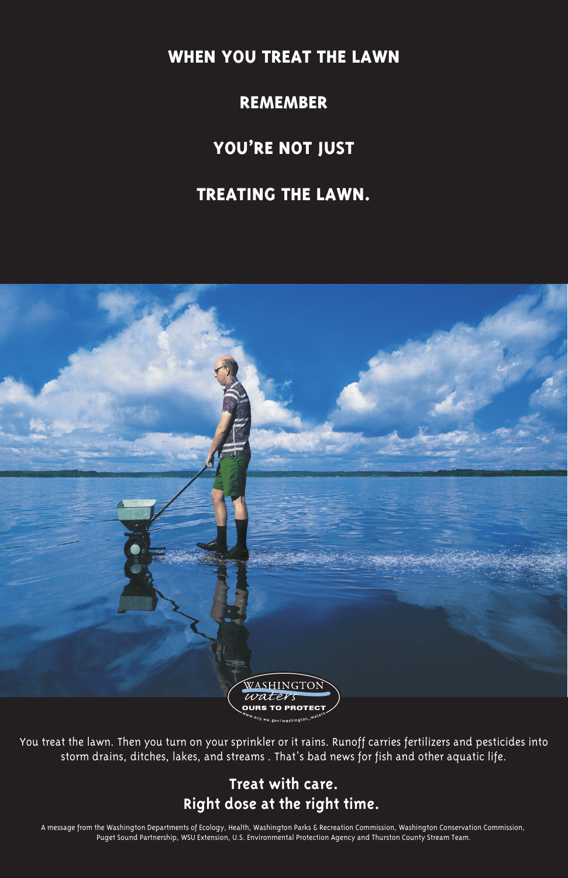# WHEN YOU TREAT THE LAWN

# REMEMBER

# YOU'RE NOT JUST

# TREATING THE LAWN.

WASHINGTON *waters* OURS TO PROTECT
www.ecy.wa.gov/washington_waters

You treat the lawn. Then you turn on your sprinkler or it rains. Runoff carries fertilizers and pesticides into storm drains, ditches, lakes, and streams . That's bad news for fish and other aquatic life.

**Treat with care.**
**Right dose at the right time.**

A message from the Washington Departments of Ecology, Health, Washington Parks & Recreation Commission, Washington Conservation Commission, Puget Sound Partnership, WSU Extension, U.S. Environmental Protection Agency and Thurston County Stream Team.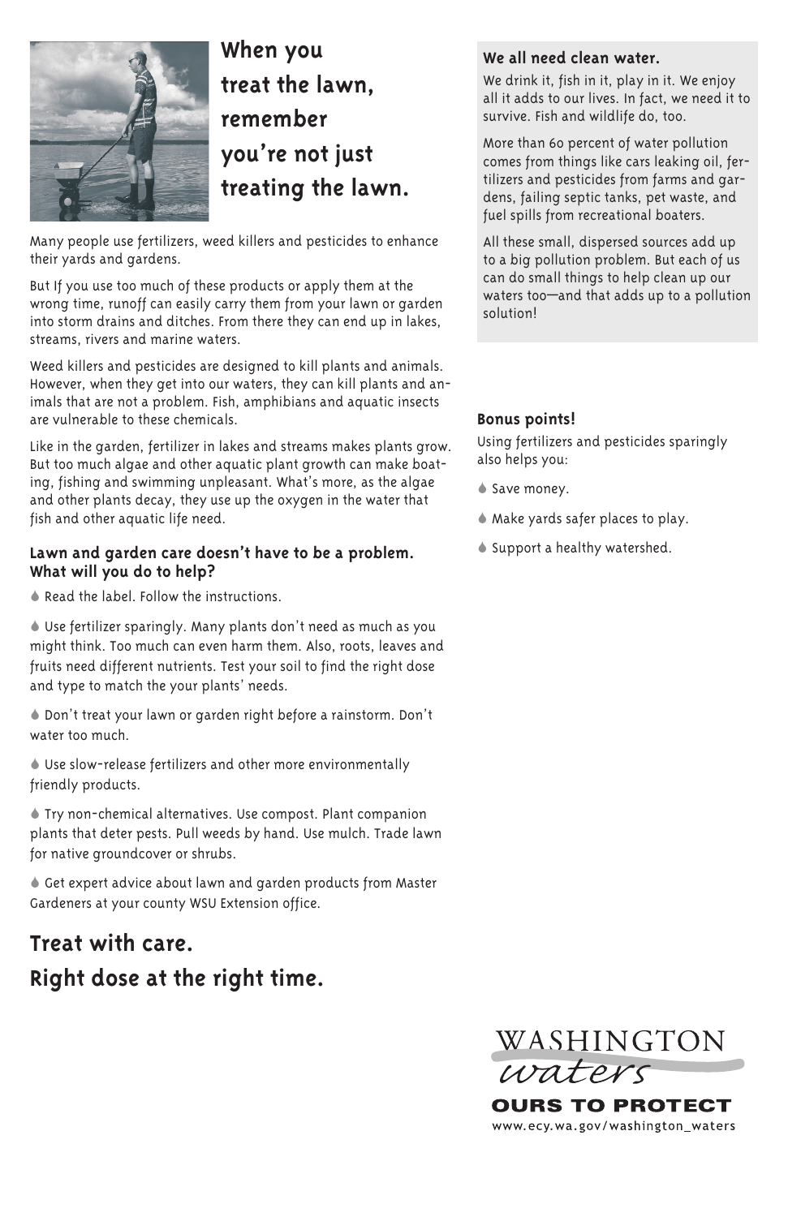# When you treat the lawn, remember you're not just treating the lawn.

Many people use fertilizers, weed killers and pesticides to enhance their yards and gardens.

But If you use too much of these products or apply them at the wrong time, runoff can easily carry them from your lawn or garden into storm drains and ditches. From there they can end up in lakes, streams, rivers and marine waters.

Weed killers and pesticides are designed to kill plants and animals. However, when they get into our waters, they can kill plants and animals that are not a problem. Fish, amphibians and aquatic insects are vulnerable to these chemicals.

Like in the garden, fertilizer in lakes and streams makes plants grow. But too much algae and other aquatic plant growth can make boating, fishing and swimming unpleasant. What's more, as the algae and other plants decay, they use up the oxygen in the water that fish and other aquatic life need.

### Lawn and garden care doesn't have to be a problem. What will you do to help?

- Read the label. Follow the instructions.
- Use fertilizer sparingly. Many plants don't need as much as you might think. Too much can even harm them. Also, roots, leaves and fruits need different nutrients. Test your soil to find the right dose and type to match the your plants' needs.
- Don't treat your lawn or garden right before a rainstorm. Don't water too much.
- Use slow-release fertilizers and other more environmentally friendly products.
- Try non-chemical alternatives. Use compost. Plant companion plants that deter pests. Pull weeds by hand. Use mulch. Trade lawn for native groundcover or shrubs.
- Get expert advice about lawn and garden products from Master Gardeners at your county WSU Extension office.

## Treat with care. Right dose at the right time.

### We all need clean water.

We drink it, fish in it, play in it. We enjoy all it adds to our lives. In fact, we need it to survive. Fish and wildlife do, too.

More than 60 percent of water pollution comes from things like cars leaking oil, fertilizers and pesticides from farms and gardens, failing septic tanks, pet waste, and fuel spills from recreational boaters.

All these small, dispersed sources add up to a big pollution problem. But each of us can do small things to help clean up our waters too—and that adds up to a pollution solution!

### Bonus points!

Using fertilizers and pesticides sparingly also helps you:

- Save money.
- Make yards safer places to play.
- Support a healthy watershed.

WASHINGTON *waters*

**OURS TO PROTECT**

www.ecy.wa.gov/washington_waters